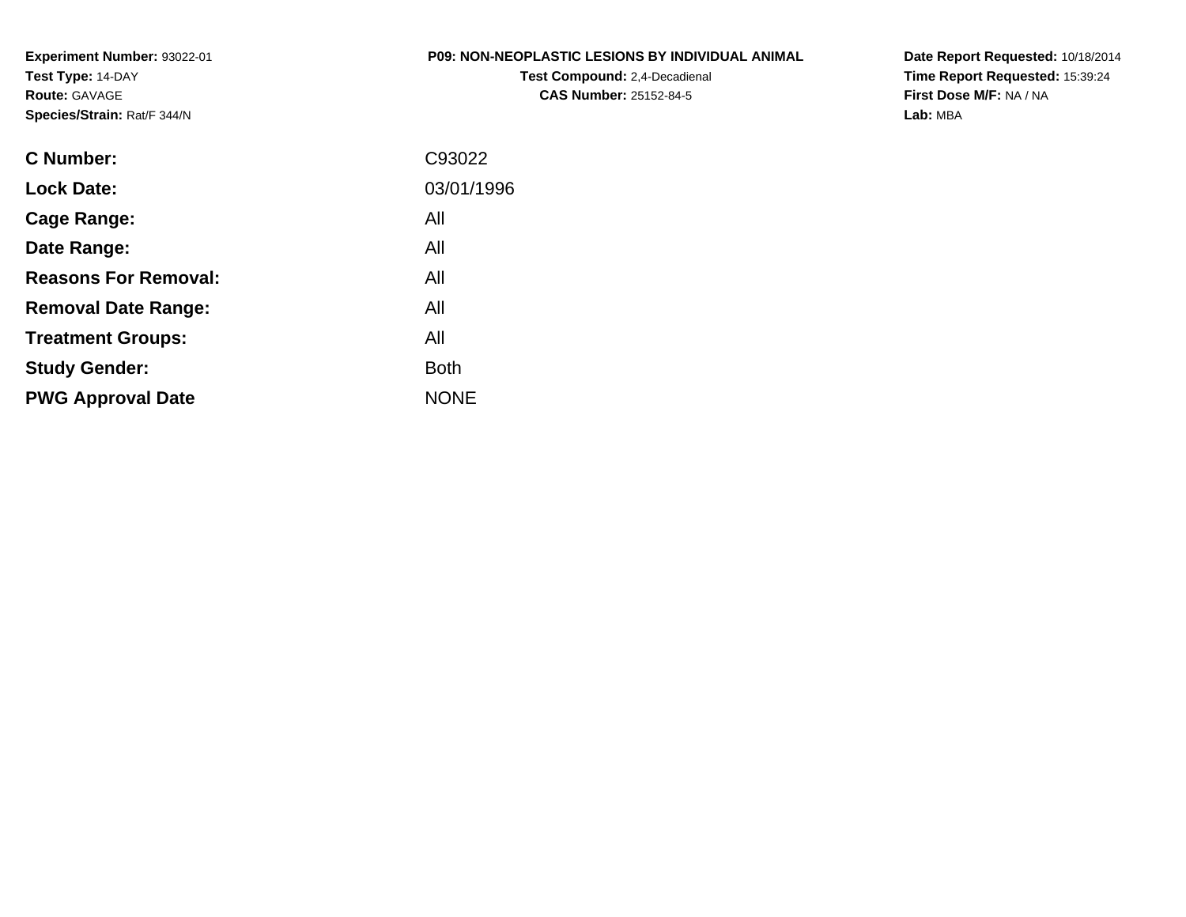**Experiment Number:** 93022-01
**Test Type:** 14-DAY
**Route:** GAVAGE
**Species/Strain:** Rat/F 344/N

**P09: NON-NEOPLASTIC LESIONS BY INDIVIDUAL ANIMAL**
**Test Compound:** 2,4-Decadienal
**CAS Number:** 25152-84-5

**Date Report Requested:** 10/18/2014
**Time Report Requested:** 15:39:24
**First Dose M/F:** NA / NA
**Lab:** MBA

| | |
|---|---|
| **C Number:** | C93022 |
| **Lock Date:** | 03/01/1996 |
| **Cage Range:** | All |
| **Date Range:** | All |
| **Reasons For Removal:** | All |
| **Removal Date Range:** | All |
| **Treatment Groups:** | All |
| **Study Gender:** | Both |
| **PWG Approval Date** | NONE |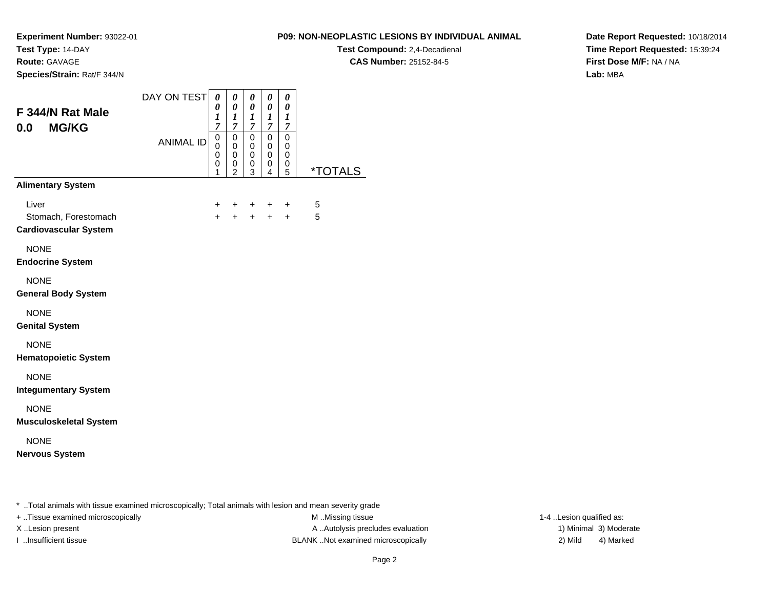**Experiment Number:** 93022-01
**Test Type:** 14-DAY
**Route:** GAVAGE
**Species/Strain:** Rat/F 344/N

**P09: NON-NEOPLASTIC LESIONS BY INDIVIDUAL ANIMAL**
**Test Compound:** 2,4-Decadienal
**CAS Number:** 25152-84-5

**Date Report Requested:** 10/18/2014
**Time Report Requested:** 15:39:24
**First Dose M/F:** NA / NA
**Lab:** MBA

## F 344/N Rat Male
## 0.0 MG/KG

| DAY ON TEST | 0017 | 0017 | 0017 | 0017 | 0017 | |
|---|---|---|---|---|---|---|
| ANIMAL ID | 00001 | 00002 | 00003 | 00004 | 00005 | *TOTALS |
| **Alimentary System** | | | | | | |
| Liver | + | + | + | + | + | 5 |
| Stomach, Forestomach | + | + | + | + | + | 5 |
| **Cardiovascular System** | | | | | | |
| NONE | | | | | | |
| **Endocrine System** | | | | | | |
| NONE | | | | | | |
| **General Body System** | | | | | | |
| NONE | | | | | | |
| **Genital System** | | | | | | |
| NONE | | | | | | |
| **Hematopoietic System** | | | | | | |
| NONE | | | | | | |
| **Integumentary System** | | | | | | |
| NONE | | | | | | |
| **Musculoskeletal System** | | | | | | |
| NONE | | | | | | |
| **Nervous System** | | | | | | |

* ..Total animals with tissue examined microscopically; Total animals with lesion and mean severity grade
+ ..Tissue examined microscopically
X ..Lesion present
I ..Insufficient tissue

M ..Missing tissue
A ..Autolysis precludes evaluation
BLANK ..Not examined microscopically

1-4 ..Lesion qualified as:
1) Minimal 3) Moderate
2) Mild 4) Marked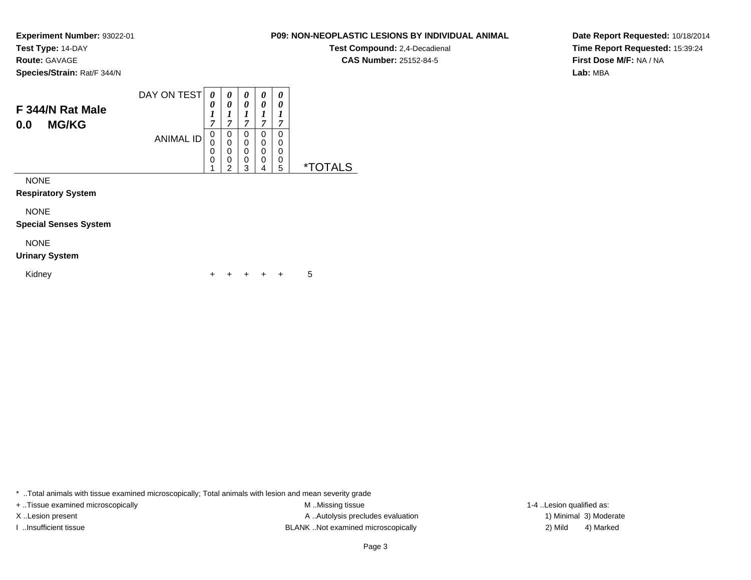**Experiment Number:** 93022-01
**Test Type:** 14-DAY
**Route:** GAVAGE
**Species/Strain:** Rat/F 344/N

**P09: NON-NEOPLASTIC LESIONS BY INDIVIDUAL ANIMAL**
**Test Compound:** 2,4-Decadienal
**CAS Number:** 25152-84-5

**Date Report Requested:** 10/18/2014
**Time Report Requested:** 15:39:24
**First Dose M/F:** NA / NA
**Lab:** MBA

## F 344/N Rat Male 0.0 MG/KG

| | | | | | | |
|---|---|---|---|---|---|---|
| DAY ON TEST | 0017 | 0017 | 0017 | 0017 | 0017 | |
| ANIMAL ID | 00001 | 00002 | 00003 | 00004 | 00005 | *TOTALS |
| NONE | | | | | | |
| **Respiratory System** | | | | | | |
| NONE | | | | | | |
| **Special Senses System** | | | | | | |
| NONE | | | | | | |
| **Urinary System** | | | | | | |
| Kidney | + | + | + | + | + | 5 |

* ..Total animals with tissue examined microscopically; Total animals with lesion and mean severity grade
+ ..Tissue examined microscopically
X ..Lesion present
I ..Insufficient tissue
M ..Missing tissue
A ..Autolysis precludes evaluation
BLANK ..Not examined microscopically
1-4 ..Lesion qualified as:
1) Minimal 3) Moderate
2) Mild 4) Marked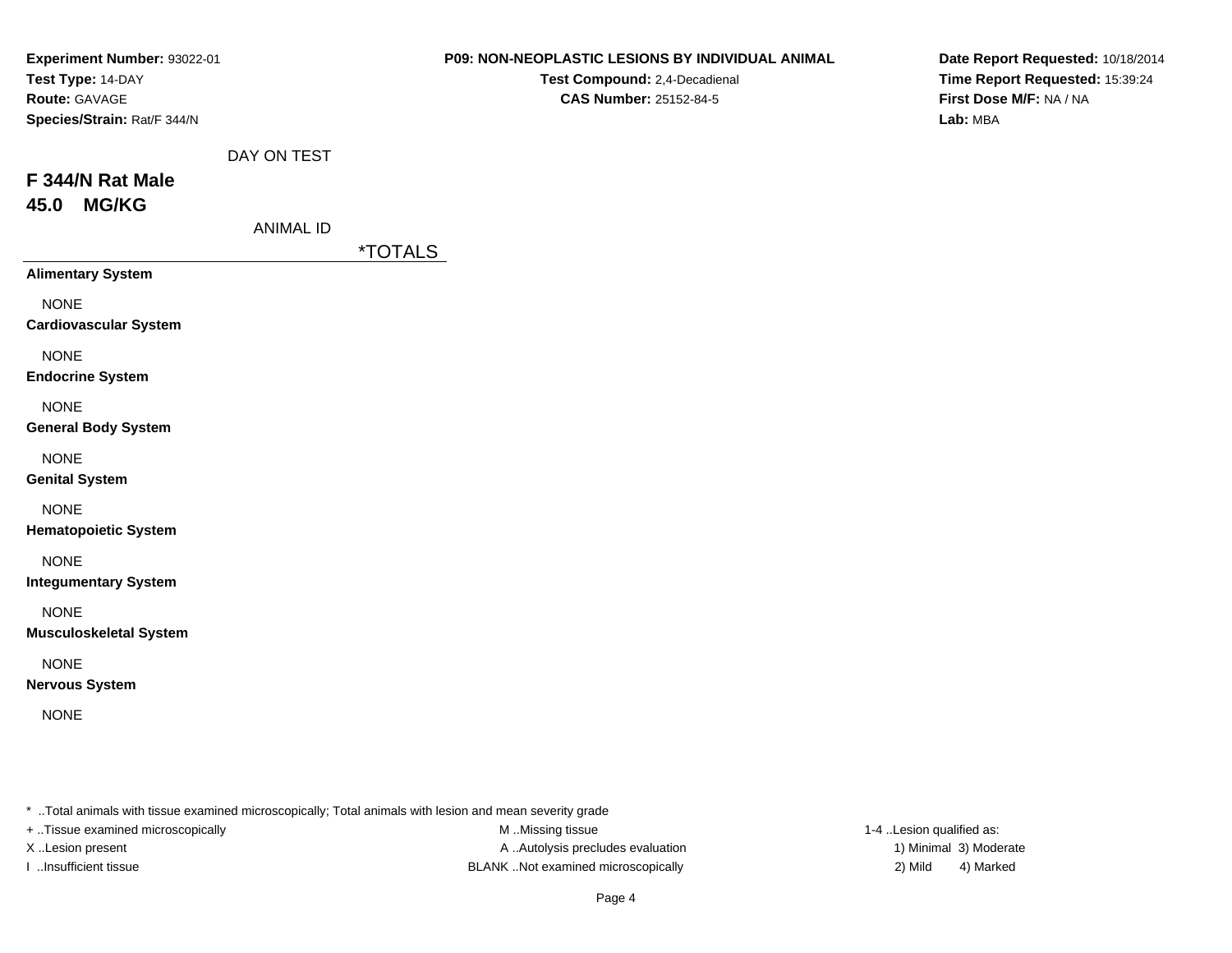**Experiment Number:** 93022-01
**Test Type:** 14-DAY
**Route:** GAVAGE
**Species/Strain:** Rat/F 344/N

**P09: NON-NEOPLASTIC LESIONS BY INDIVIDUAL ANIMAL**
**Test Compound:** 2,4-Decadienal
**CAS Number:** 25152-84-5

**Date Report Requested:** 10/18/2014
**Time Report Requested:** 15:39:24
**First Dose M/F:** NA / NA
**Lab:** MBA

DAY ON TEST

## F 344/N Rat Male
## 45.0 MG/KG

ANIMAL ID

| | *TOTALS |
|---|---|
| **Alimentary System** | |
| NONE | |
| **Cardiovascular System** | |
| NONE | |
| **Endocrine System** | |
| NONE | |
| **General Body System** | |
| NONE | |
| **Genital System** | |
| NONE | |
| **Hematopoietic System** | |
| NONE | |
| **Integumentary System** | |
| NONE | |
| **Musculoskeletal System** | |
| NONE | |
| **Nervous System** | |
| NONE | |

* ..Total animals with tissue examined microscopically; Total animals with lesion and mean severity grade

+ ..Tissue examined microscopically
X ..Lesion present
I ..Insufficient tissue

M ..Missing tissue
A ..Autolysis precludes evaluation
BLANK ..Not examined microscopically

1-4 ..Lesion qualified as:
1) Minimal 3) Moderate
2) Mild 4) Marked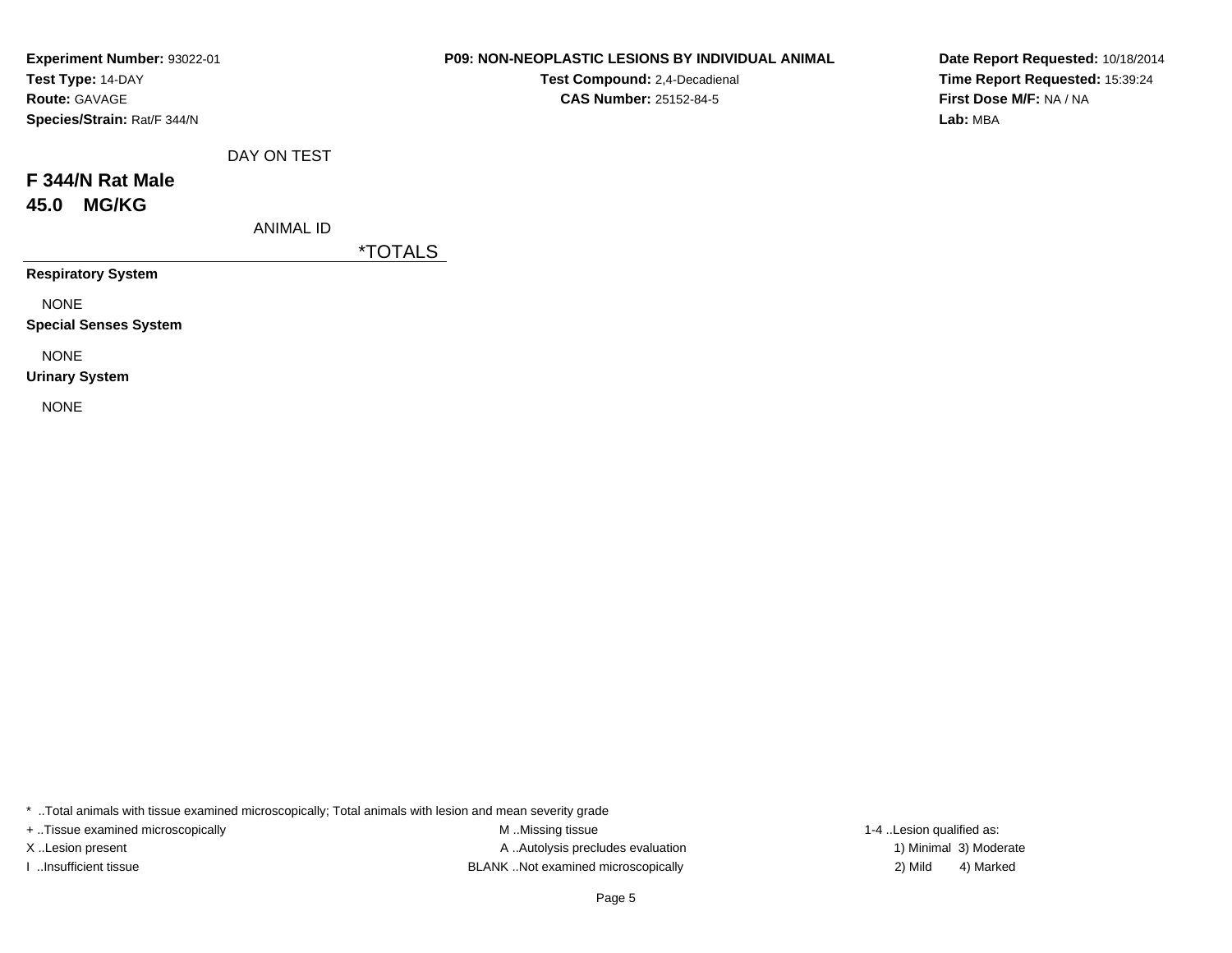**Experiment Number:** 93022-01
**Test Type:** 14-DAY
**Route:** GAVAGE
**Species/Strain:** Rat/F 344/N

**P09: NON-NEOPLASTIC LESIONS BY INDIVIDUAL ANIMAL**
**Test Compound:** 2,4-Decadienal
**CAS Number:** 25152-84-5

**Date Report Requested:** 10/18/2014
**Time Report Requested:** 15:39:24
**First Dose M/F:** NA / NA
**Lab:** MBA

DAY ON TEST

## F 344/N Rat Male
## 45.0 MG/KG

ANIMAL ID

*TOTALS

**Respiratory System**

NONE

**Special Senses System**

NONE

**Urinary System**

NONE

* ..Total animals with tissue examined microscopically; Total animals with lesion and mean severity grade

+ ..Tissue examined microscopically
X ..Lesion present
I ..Insufficient tissue

M ..Missing tissue
A ..Autolysis precludes evaluation
BLANK ..Not examined microscopically

1-4 ..Lesion qualified as:
1) Minimal 3) Moderate
2) Mild 4) Marked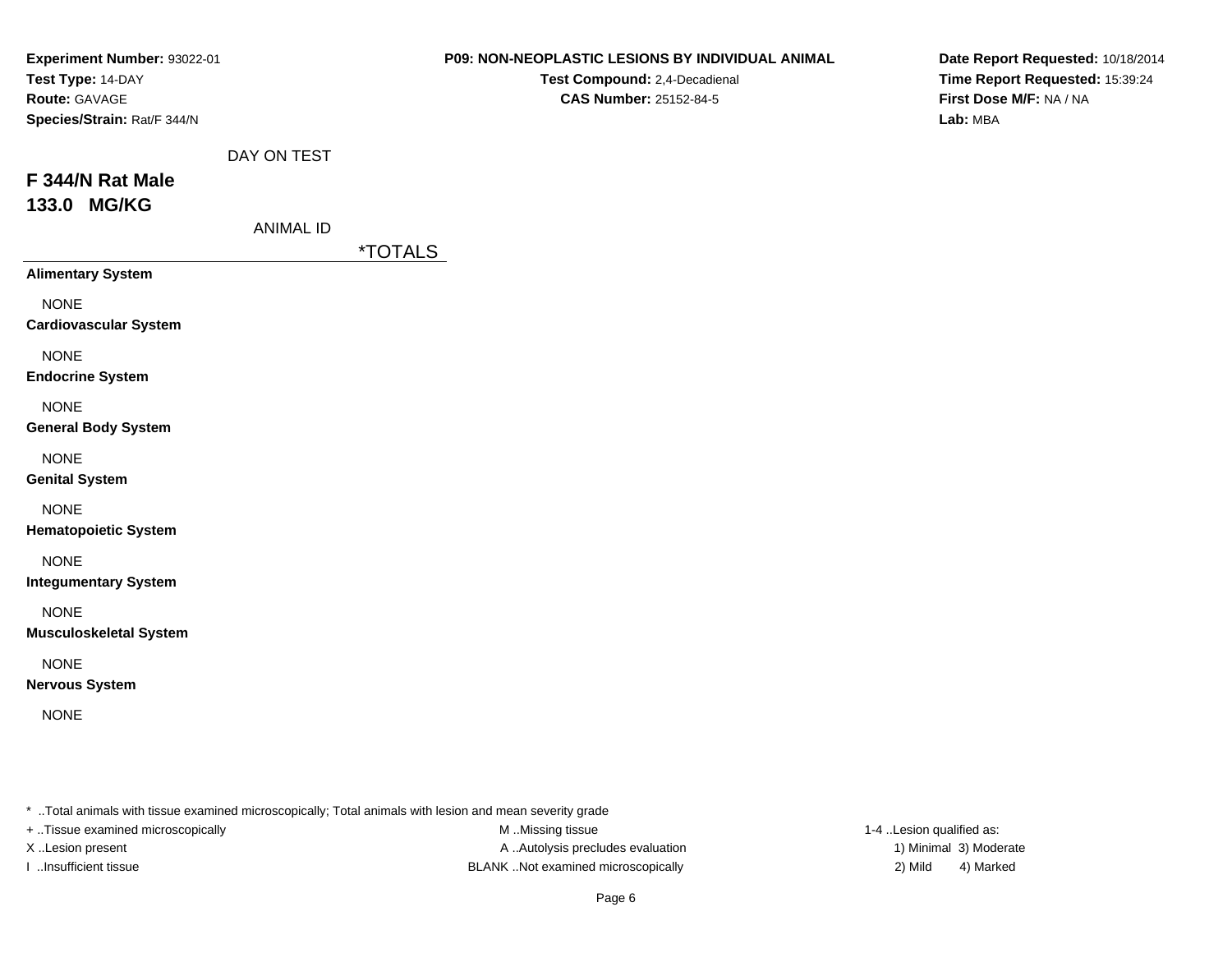**Experiment Number:** 93022-01
**Test Type:** 14-DAY
**Route:** GAVAGE
**Species/Strain:** Rat/F 344/N

**P09: NON-NEOPLASTIC LESIONS BY INDIVIDUAL ANIMAL**
**Test Compound:** 2,4-Decadienal
**CAS Number:** 25152-84-5

**Date Report Requested:** 10/18/2014
**Time Report Requested:** 15:39:24
**First Dose M/F:** NA / NA
**Lab:** MBA

DAY ON TEST

## F 344/N Rat Male
## 133.0 MG/KG

ANIMAL ID

| | *TOTALS |
|---|---|
| **Alimentary System** | |
| NONE | |
| **Cardiovascular System** | |
| NONE | |
| **Endocrine System** | |
| NONE | |
| **General Body System** | |
| NONE | |
| **Genital System** | |
| NONE | |
| **Hematopoietic System** | |
| NONE | |
| **Integumentary System** | |
| NONE | |
| **Musculoskeletal System** | |
| NONE | |
| **Nervous System** | |
| NONE | |

* ..Total animals with tissue examined microscopically; Total animals with lesion and mean severity grade
+ ..Tissue examined microscopically
X ..Lesion present
I ..Insufficient tissue

M ..Missing tissue
A ..Autolysis precludes evaluation
BLANK ..Not examined microscopically

1-4 ..Lesion qualified as:
1) Minimal 3) Moderate
2) Mild 4) Marked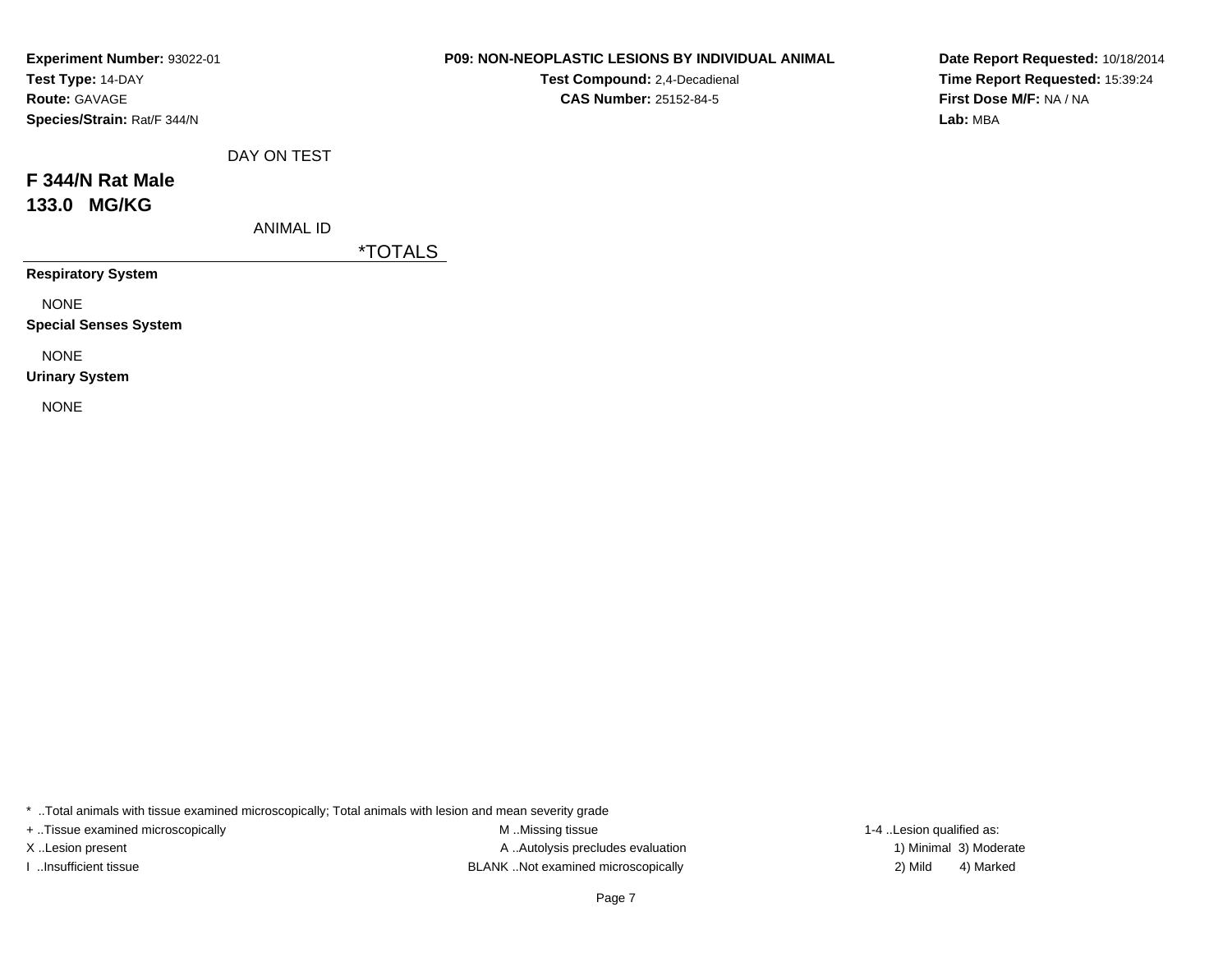**Experiment Number:** 93022-01
**Test Type:** 14-DAY
**Route:** GAVAGE
**Species/Strain:** Rat/F 344/N

**P09: NON-NEOPLASTIC LESIONS BY INDIVIDUAL ANIMAL**
**Test Compound:** 2,4-Decadienal
**CAS Number:** 25152-84-5

**Date Report Requested:** 10/18/2014
**Time Report Requested:** 15:39:24
**First Dose M/F:** NA / NA
**Lab:** MBA

DAY ON TEST

## F 344/N Rat Male
## 133.0 MG/KG

ANIMAL ID

*TOTALS

**Respiratory System**

NONE

**Special Senses System**

NONE

**Urinary System**

NONE

* ..Total animals with tissue examined microscopically; Total animals with lesion and mean severity grade
+ ..Tissue examined microscopically
X ..Lesion present
I ..Insufficient tissue
M ..Missing tissue
A ..Autolysis precludes evaluation
BLANK ..Not examined microscopically
1-4 ..Lesion qualified as:
1) Minimal 3) Moderate
2) Mild 4) Marked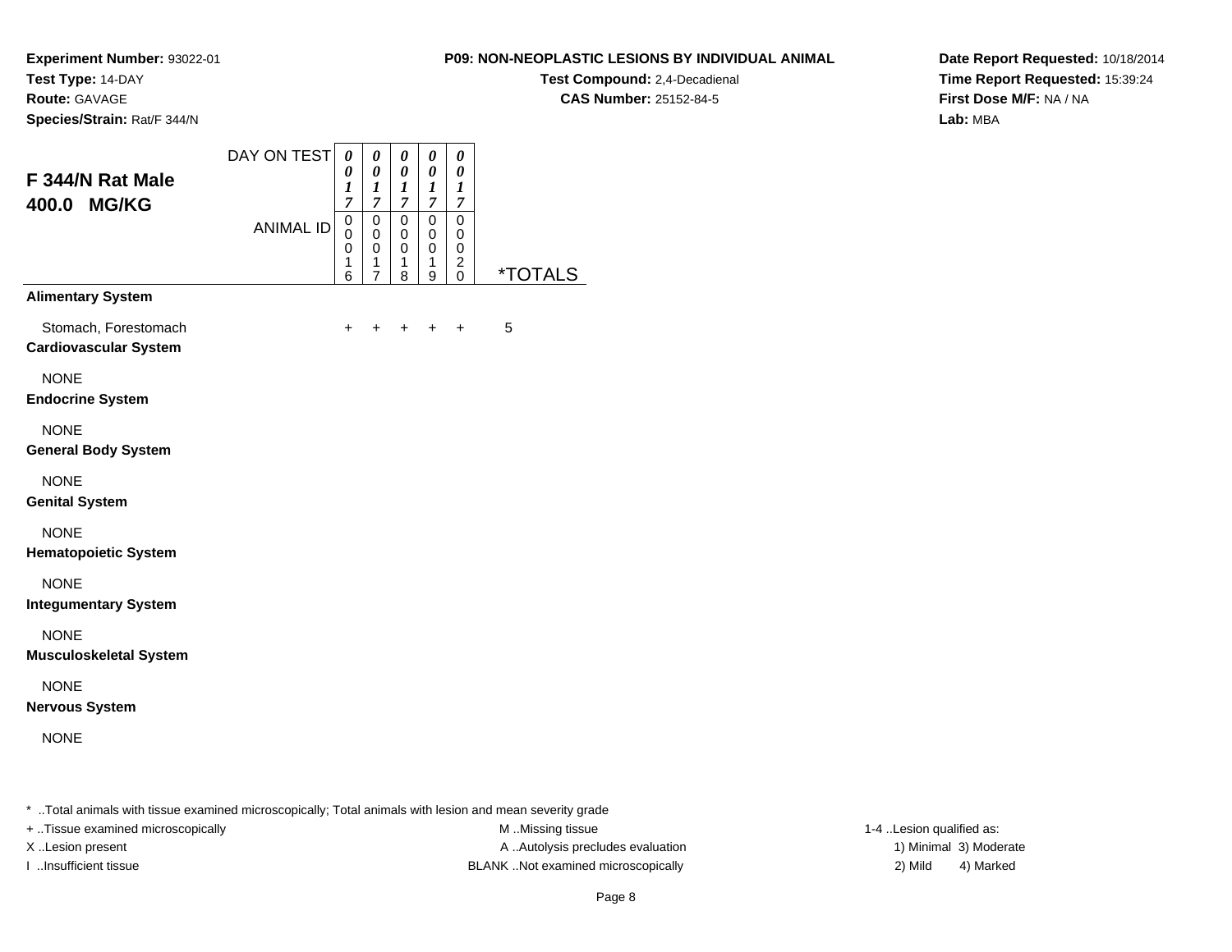**Experiment Number:** 93022-01
**Test Type:** 14-DAY
**Route:** GAVAGE
**Species/Strain:** Rat/F 344/N

**P09: NON-NEOPLASTIC LESIONS BY INDIVIDUAL ANIMAL**
**Test Compound:** 2,4-Decadienal
**CAS Number:** 25152-84-5

**Date Report Requested:** 10/18/2014
**Time Report Requested:** 15:39:24
**First Dose M/F:** NA / NA
**Lab:** MBA

## F 344/N Rat Male 400.0 MG/KG

| DAY ON TEST | 0017 | 0017 | 0017 | 0017 | 0017 | |
|---|---|---|---|---|---|---|
| ANIMAL ID | 00016 | 00017 | 00018 | 00019 | 00020 | *TOTALS |
| **Alimentary System** | | | | | | |
| Stomach, Forestomach | + | + | + | + | + | 5 |
| **Cardiovascular System** | | | | | | |
| NONE | | | | | | |
| **Endocrine System** | | | | | | |
| NONE | | | | | | |
| **General Body System** | | | | | | |
| NONE | | | | | | |
| **Genital System** | | | | | | |
| NONE | | | | | | |
| **Hematopoietic System** | | | | | | |
| NONE | | | | | | |
| **Integumentary System** | | | | | | |
| NONE | | | | | | |
| **Musculoskeletal System** | | | | | | |
| NONE | | | | | | |
| **Nervous System** | | | | | | |
| NONE | | | | | | |

* ..Total animals with tissue examined microscopically; Total animals with lesion and mean severity grade

+ ..Tissue examined microscopically
X ..Lesion present
I ..Insufficient tissue

M ..Missing tissue
A ..Autolysis precludes evaluation
BLANK ..Not examined microscopically

1-4 ..Lesion qualified as:
1) Minimal 3) Moderate
2) Mild 4) Marked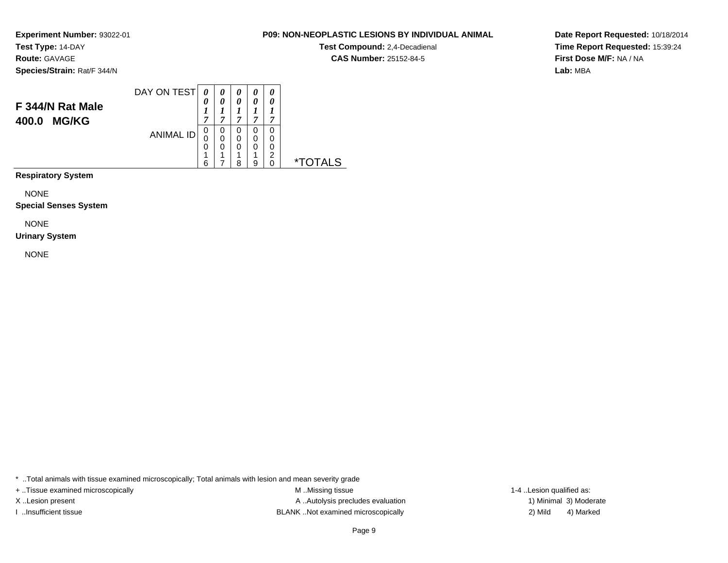**Experiment Number:** 93022-01
**Test Type:** 14-DAY
**Route:** GAVAGE
**Species/Strain:** Rat/F 344/N

**P09: NON-NEOPLASTIC LESIONS BY INDIVIDUAL ANIMAL**
**Test Compound:** 2,4-Decadienal
**CAS Number:** 25152-84-5

**Date Report Requested:** 10/18/2014
**Time Report Requested:** 15:39:24
**First Dose M/F:** NA / NA
**Lab:** MBA

## F 344/N Rat Male 400.0 MG/KG

| DAY ON TEST | *0017* | *0017* | *0017* | *0017* | *0017* | |
|---|---|---|---|---|---|---|
| **ANIMAL ID** | 00016 | 00017 | 00018 | 00019 | 00020 | ***TOTALS** |
| **Respiratory System** | | | | | | |
| NONE | | | | | | |
| **Special Senses System** | | | | | | |
| NONE | | | | | | |
| **Urinary System** | | | | | | |
| NONE | | | | | | |

* ..Total animals with tissue examined microscopically; Total animals with lesion and mean severity grade
+ ..Tissue examined microscopically
X ..Lesion present
I ..Insufficient tissue

M ..Missing tissue
A ..Autolysis precludes evaluation
BLANK ..Not examined microscopically

1-4 ..Lesion qualified as:
1) Minimal 3) Moderate
2) Mild 4) Marked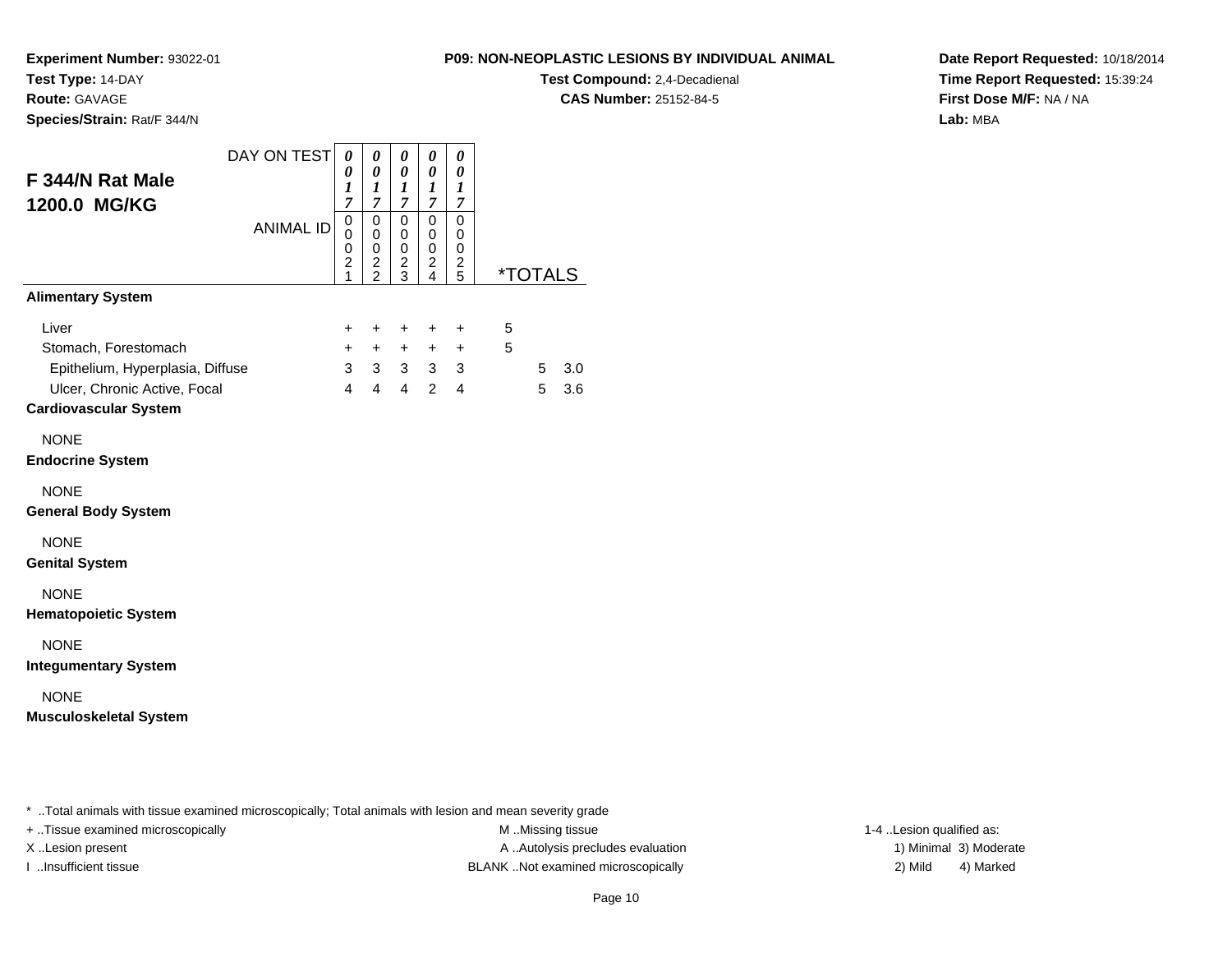**Experiment Number:** 93022-01
**Test Type:** 14-DAY
**Route:** GAVAGE
**Species/Strain:** Rat/F 344/N

**P09: NON-NEOPLASTIC LESIONS BY INDIVIDUAL ANIMAL**
**Test Compound:** 2,4-Decadienal
**CAS Number:** 25152-84-5

**Date Report Requested:** 10/18/2014
**Time Report Requested:** 15:39:24
**First Dose M/F:** NA / NA
**Lab:** MBA

## F 344/N Rat Male 1200.0 MG/KG

| DAY ON TEST | 0017 | 0017 | 0017 | 0017 | 0017 | *TOTALS | | |
|---|---|---|---|---|---|---|---|---|
| ANIMAL ID | 00021 | 00022 | 00023 | 00024 | 00025 | | | |
| **Alimentary System** | | | | | | | | |
| Liver | + | + | + | + | + | 5 | | |
| Stomach, Forestomach | + | + | + | + | + | 5 | | |
| Epithelium, Hyperplasia, Diffuse | 3 | 3 | 3 | 3 | 3 | | 5 | 3.0 |
| Ulcer, Chronic Active, Focal | 4 | 4 | 4 | 2 | 4 | | 5 | 3.6 |
| **Cardiovascular System** | | | | | | | | |
| NONE | | | | | | | | |
| **Endocrine System** | | | | | | | | |
| NONE | | | | | | | | |
| **General Body System** | | | | | | | | |
| NONE | | | | | | | | |
| **Genital System** | | | | | | | | |
| NONE | | | | | | | | |
| **Hematopoietic System** | | | | | | | | |
| NONE | | | | | | | | |
| **Integumentary System** | | | | | | | | |
| NONE | | | | | | | | |
| **Musculoskeletal System** | | | | | | | | |

* ..Total animals with tissue examined microscopically; Total animals with lesion and mean severity grade

+ ..Tissue examined microscopically
X ..Lesion present
I ..Insufficient tissue

M ..Missing tissue
A ..Autolysis precludes evaluation
BLANK ..Not examined microscopically

1-4 ..Lesion qualified as:
1) Minimal 3) Moderate
2) Mild 4) Marked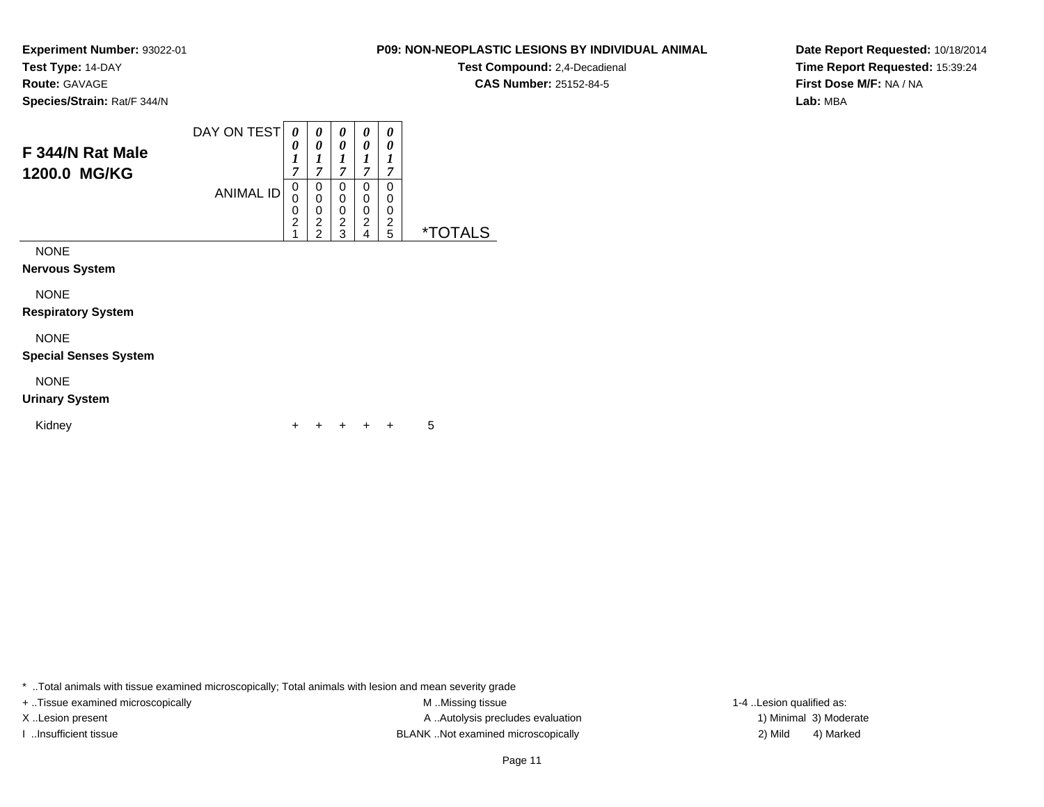**Experiment Number:** 93022-01
**Test Type:** 14-DAY
**Route:** GAVAGE
**Species/Strain:** Rat/F 344/N

**P09: NON-NEOPLASTIC LESIONS BY INDIVIDUAL ANIMAL**
**Test Compound:** 2,4-Decadienal
**CAS Number:** 25152-84-5

**Date Report Requested:** 10/18/2014
**Time Report Requested:** 15:39:24
**First Dose M/F:** NA / NA
**Lab:** MBA

## F 344/N Rat Male 1200.0 MG/KG

| DAY ON TEST | 0017 | 0017 | 0017 | 0017 | 0017 | |
|---|---|---|---|---|---|---|
| **ANIMAL ID** | 00021 | 00022 | 00023 | 00024 | 00025 | ***TOTALS** |
| NONE | | | | | | |
| **Nervous System** | | | | | | |
| NONE | | | | | | |
| **Respiratory System** | | | | | | |
| NONE | | | | | | |
| **Special Senses System** | | | | | | |
| NONE | | | | | | |
| **Urinary System** | | | | | | |
| Kidney | + | + | + | + | + | 5 |

* ..Total animals with tissue examined microscopically; Total animals with lesion and mean severity grade
+ ..Tissue examined microscopically
X ..Lesion present
I ..Insufficient tissue
M ..Missing tissue
A ..Autolysis precludes evaluation
BLANK ..Not examined microscopically
1-4 ..Lesion qualified as:
1) Minimal 3) Moderate
2) Mild 4) Marked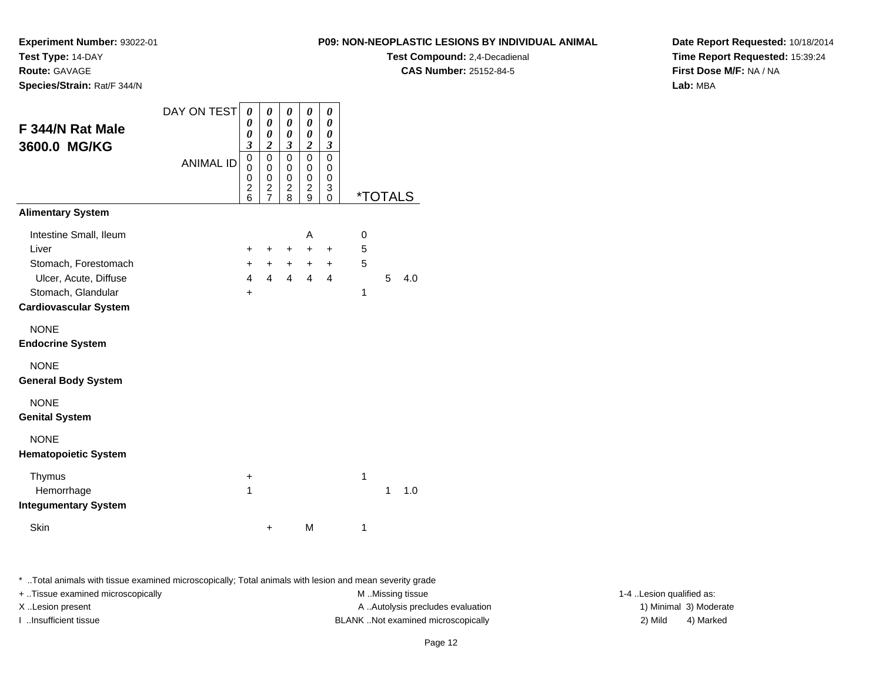**Experiment Number:** 93022-01
**Test Type:** 14-DAY
**Route:** GAVAGE
**Species/Strain:** Rat/F 344/N

**P09: NON-NEOPLASTIC LESIONS BY INDIVIDUAL ANIMAL**
**Test Compound:** 2,4-Decadienal
**CAS Number:** 25152-84-5

**Date Report Requested:** 10/18/2014
**Time Report Requested:** 15:39:24
**First Dose M/F:** NA / NA
**Lab:** MBA

## F 344/N Rat Male 3600.0 MG/KG

| DAY ON TEST | 0003 | 0002 | 0003 | 0002 | 0003 | *TOTALS | | |
|---|---|---|---|---|---|---|---|---|
| ANIMAL ID | 00026 | 00027 | 00028 | 00029 | 00030 | | | |
| **Alimentary System** | | | | | | | | |
| Intestine Small, Ileum | | | | A | | 0 | | |
| Liver | + | + | + | + | + | 5 | | |
| Stomach, Forestomach | + | + | + | + | + | 5 | | |
| Ulcer, Acute, Diffuse | 4 | 4 | 4 | 4 | 4 | | 5 | 4.0 |
| Stomach, Glandular | + | | | | | 1 | | |
| **Cardiovascular System** | | | | | | | | |
| NONE | | | | | | | | |
| **Endocrine System** | | | | | | | | |
| NONE | | | | | | | | |
| **General Body System** | | | | | | | | |
| NONE | | | | | | | | |
| **Genital System** | | | | | | | | |
| NONE | | | | | | | | |
| **Hematopoietic System** | | | | | | | | |
| Thymus | + | | | | | 1 | | |
| Hemorrhage | 1 | | | | | | 1 | 1.0 |
| **Integumentary System** | | | | | | | | |
| Skin | | + | | M | | 1 | | |

* ..Total animals with tissue examined microscopically; Total animals with lesion and mean severity grade

+ ..Tissue examined microscopically
X ..Lesion present
I ..Insufficient tissue

M ..Missing tissue
A ..Autolysis precludes evaluation
BLANK ..Not examined microscopically

1-4 ..Lesion qualified as:
1) Minimal 3) Moderate
2) Mild 4) Marked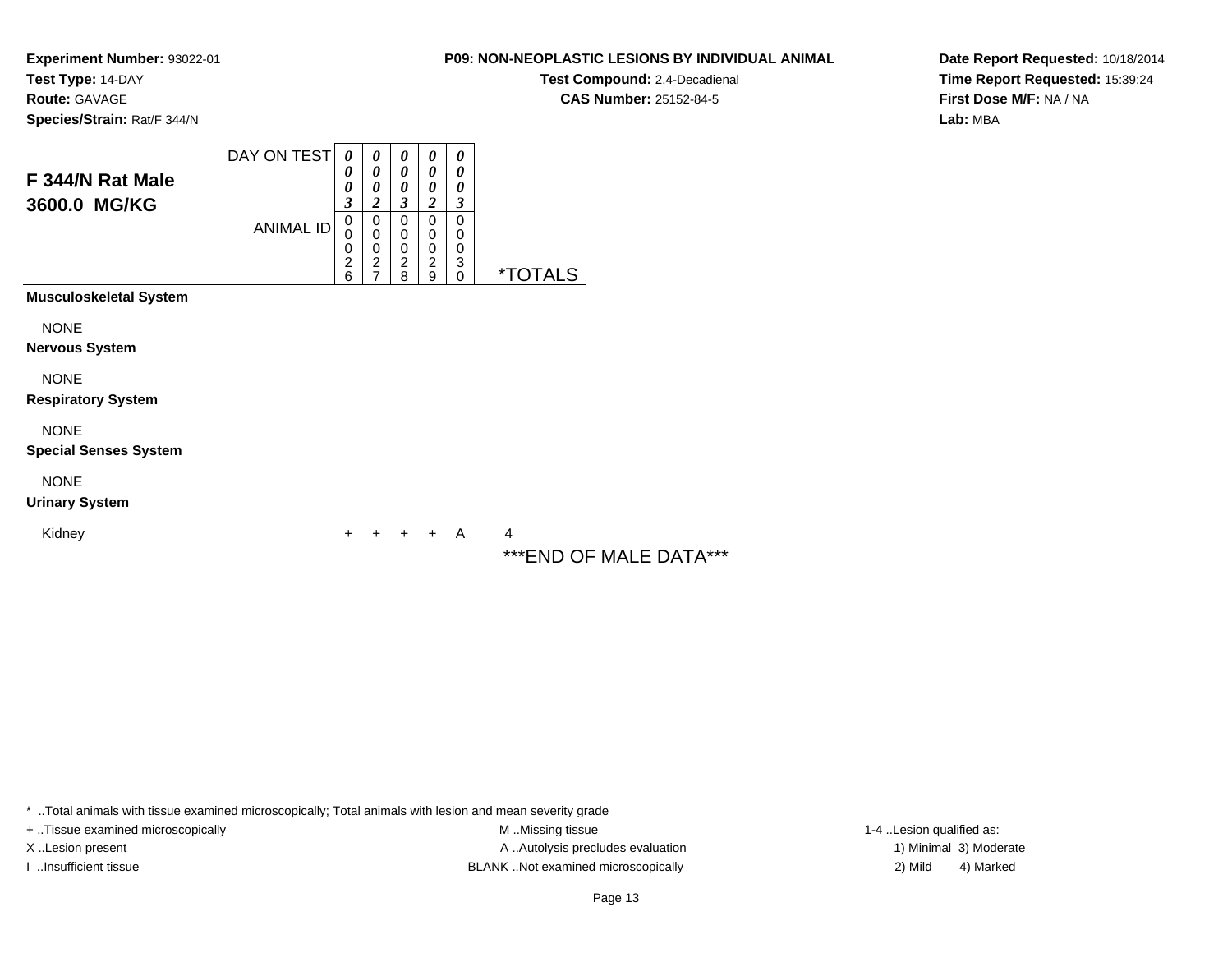**Experiment Number:** 93022-01
**Test Type:** 14-DAY
**Route:** GAVAGE
**Species/Strain:** Rat/F 344/N

**P09: NON-NEOPLASTIC LESIONS BY INDIVIDUAL ANIMAL**
**Test Compound:** 2,4-Decadienal
**CAS Number:** 25152-84-5

**Date Report Requested:** 10/18/2014
**Time Report Requested:** 15:39:24
**First Dose M/F:** NA / NA
**Lab:** MBA

## F 344/N Rat Male 3600.0 MG/KG

| DAY ON TEST | 0003 | 0002 | 0003 | 0002 | 0003 | |
|---|---|---|---|---|---|---|
| ANIMAL ID | 00026 | 00027 | 00028 | 00029 | 00030 | *TOTALS |
| **Musculoskeletal System** | | | | | | |
| NONE | | | | | | |
| **Nervous System** | | | | | | |
| NONE | | | | | | |
| **Respiratory System** | | | | | | |
| NONE | | | | | | |
| **Special Senses System** | | | | | | |
| NONE | | | | | | |
| **Urinary System** | | | | | | |
| Kidney | + | + | + | + | A | 4 |

***END OF MALE DATA***

* ..Total animals with tissue examined microscopically; Total animals with lesion and mean severity grade
+ ..Tissue examined microscopically
X ..Lesion present
I ..Insufficient tissue
M ..Missing tissue
A ..Autolysis precludes evaluation
BLANK ..Not examined microscopically
1-4 ..Lesion qualified as:
1) Minimal 2) Mild 3) Moderate 4) Marked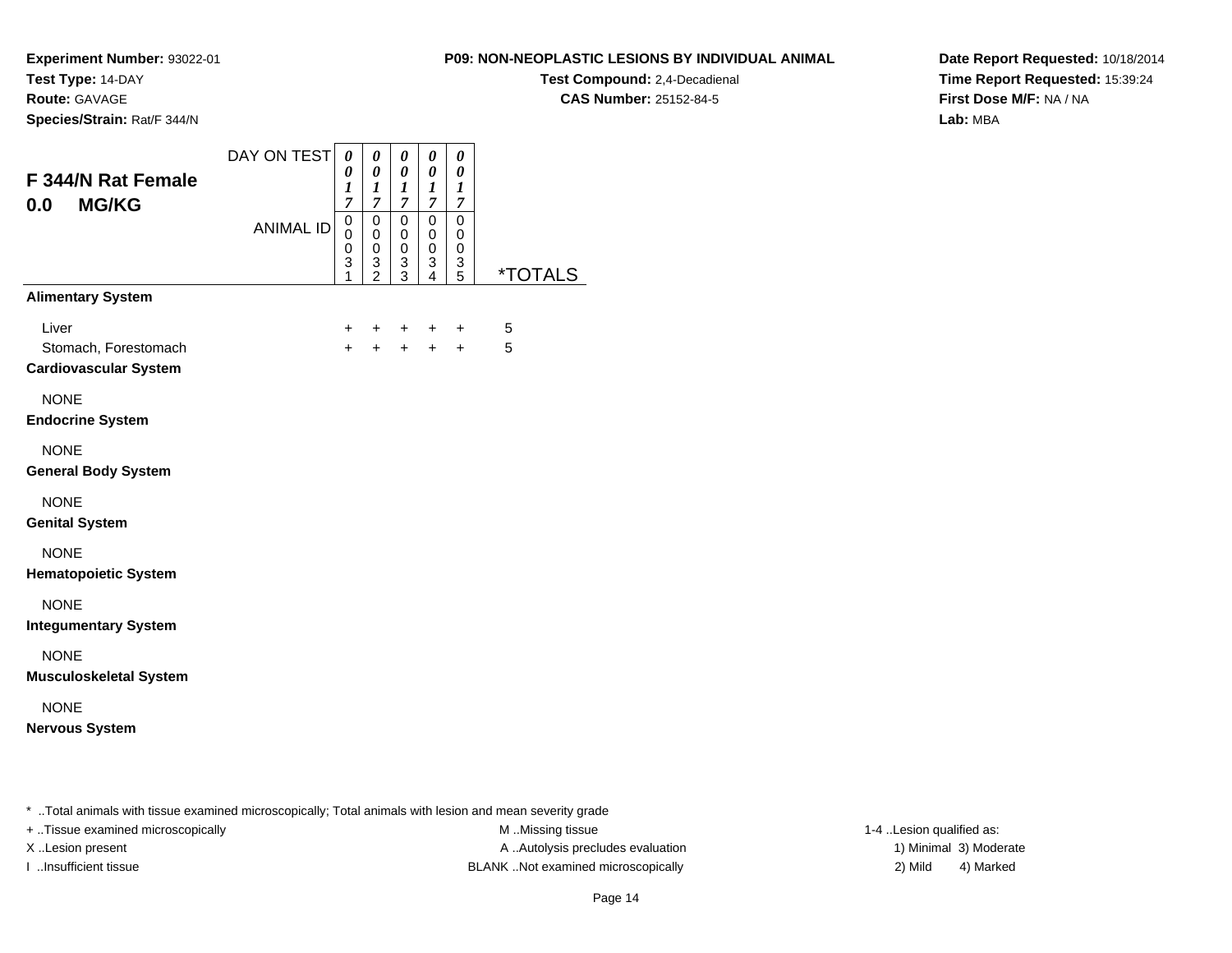**Experiment Number:** 93022-01
**Test Type:** 14-DAY
**Route:** GAVAGE
**Species/Strain:** Rat/F 344/N

**P09: NON-NEOPLASTIC LESIONS BY INDIVIDUAL ANIMAL**
**Test Compound:** 2,4-Decadienal
**CAS Number:** 25152-84-5

**Date Report Requested:** 10/18/2014
**Time Report Requested:** 15:39:24
**First Dose M/F:** NA / NA
**Lab:** MBA

## F 344/N Rat Female
## 0.0 MG/KG

| DAY ON TEST | 0017 | 0017 | 0017 | 0017 | 0017 | |
|---|---|---|---|---|---|---|
| ANIMAL ID | 00031 | 00032 | 00033 | 00034 | 00035 | *TOTALS |
| **Alimentary System** | | | | | | |
| Liver | + | + | + | + | + | 5 |
| Stomach, Forestomach | + | + | + | + | + | 5 |
| **Cardiovascular System** | | | | | | |
| NONE | | | | | | |
| **Endocrine System** | | | | | | |
| NONE | | | | | | |
| **General Body System** | | | | | | |
| NONE | | | | | | |
| **Genital System** | | | | | | |
| NONE | | | | | | |
| **Hematopoietic System** | | | | | | |
| NONE | | | | | | |
| **Integumentary System** | | | | | | |
| NONE | | | | | | |
| **Musculoskeletal System** | | | | | | |
| NONE | | | | | | |
| **Nervous System** | | | | | | |

* ..Total animals with tissue examined microscopically; Total animals with lesion and mean severity grade
+ ..Tissue examined microscopically
X ..Lesion present
I ..Insufficient tissue
M ..Missing tissue
A ..Autolysis precludes evaluation
BLANK ..Not examined microscopically
1-4 ..Lesion qualified as:
1) Minimal 3) Moderate
2) Mild 4) Marked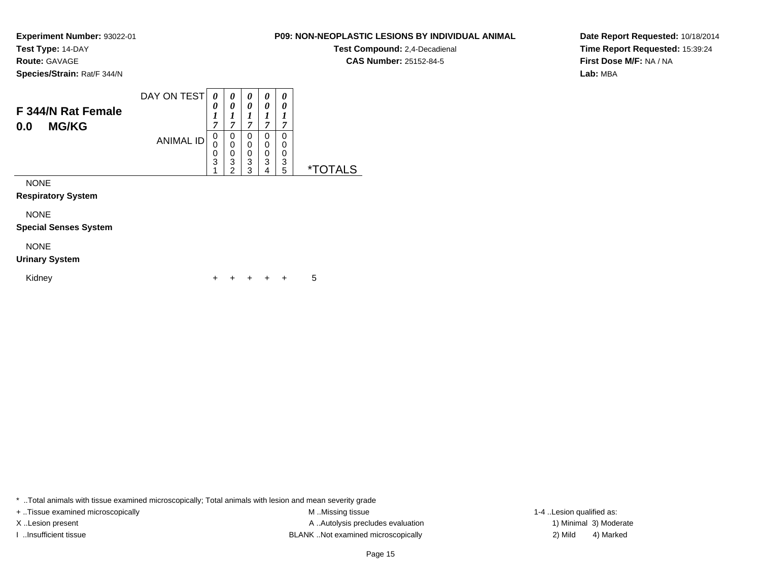**Experiment Number:** 93022-01
**Test Type:** 14-DAY
**Route:** GAVAGE
**Species/Strain:** Rat/F 344/N

**P09: NON-NEOPLASTIC LESIONS BY INDIVIDUAL ANIMAL**
**Test Compound:** 2,4-Decadienal
**CAS Number:** 25152-84-5

**Date Report Requested:** 10/18/2014
**Time Report Requested:** 15:39:24
**First Dose M/F:** NA / NA
**Lab:** MBA

## F 344/N Rat Female
## 0.0 MG/KG

| DAY ON TEST | 0017 | 0017 | 0017 | 0017 | 0017 | |
|---|---|---|---|---|---|---|
| ANIMAL ID | 00031 | 00032 | 00033 | 00034 | 00035 | *TOTALS |
| NONE | | | | | | |
| **Respiratory System** | | | | | | |
| NONE | | | | | | |
| **Special Senses System** | | | | | | |
| NONE | | | | | | |
| **Urinary System** | | | | | | |
| Kidney | + | + | + | + | + | 5 |

* ..Total animals with tissue examined microscopically; Total animals with lesion and mean severity grade
+ ..Tissue examined microscopically
X ..Lesion present
I ..Insufficient tissue
M ..Missing tissue
A ..Autolysis precludes evaluation
BLANK ..Not examined microscopically
1-4 ..Lesion qualified as:
1) Minimal 3) Moderate
2) Mild 4) Marked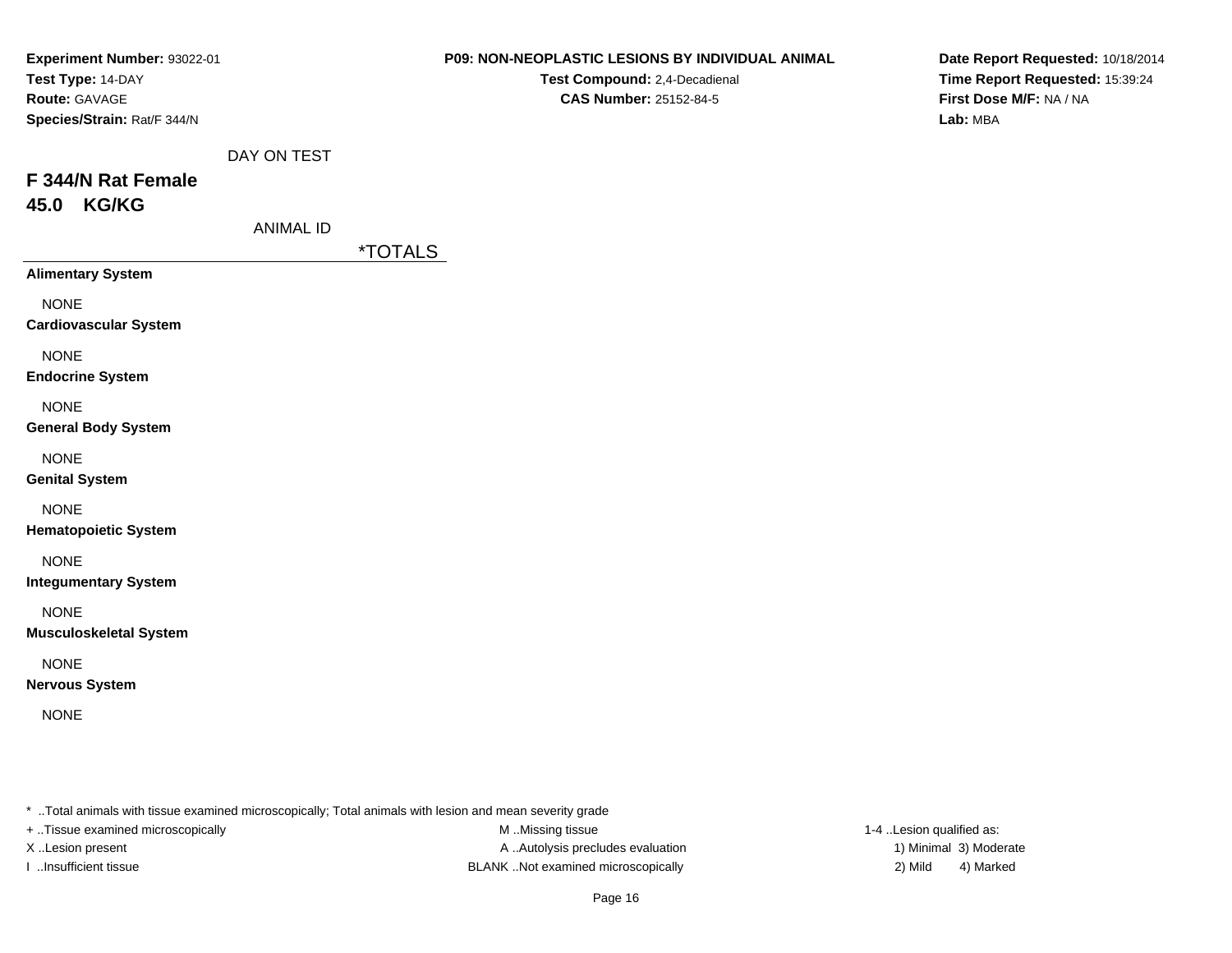**Experiment Number:** 93022-01
**Test Type:** 14-DAY
**Route:** GAVAGE
**Species/Strain:** Rat/F 344/N

**P09: NON-NEOPLASTIC LESIONS BY INDIVIDUAL ANIMAL**
**Test Compound:** 2,4-Decadienal
**CAS Number:** 25152-84-5

**Date Report Requested:** 10/18/2014
**Time Report Requested:** 15:39:24
**First Dose M/F:** NA / NA
**Lab:** MBA

DAY ON TEST

## F 344/N Rat Female
## 45.0 KG/KG

ANIMAL ID

| | *TOTALS |
|---|---|
| **Alimentary System** | |
| NONE | |
| **Cardiovascular System** | |
| NONE | |
| **Endocrine System** | |
| NONE | |
| **General Body System** | |
| NONE | |
| **Genital System** | |
| NONE | |
| **Hematopoietic System** | |
| NONE | |
| **Integumentary System** | |
| NONE | |
| **Musculoskeletal System** | |
| NONE | |
| **Nervous System** | |
| NONE | |

* ..Total animals with tissue examined microscopically; Total animals with lesion and mean severity grade
+ ..Tissue examined microscopically
X ..Lesion present
I ..Insufficient tissue
M ..Missing tissue
A ..Autolysis precludes evaluation
BLANK ..Not examined microscopically
1-4 ..Lesion qualified as:
1) Minimal 3) Moderate
2) Mild 4) Marked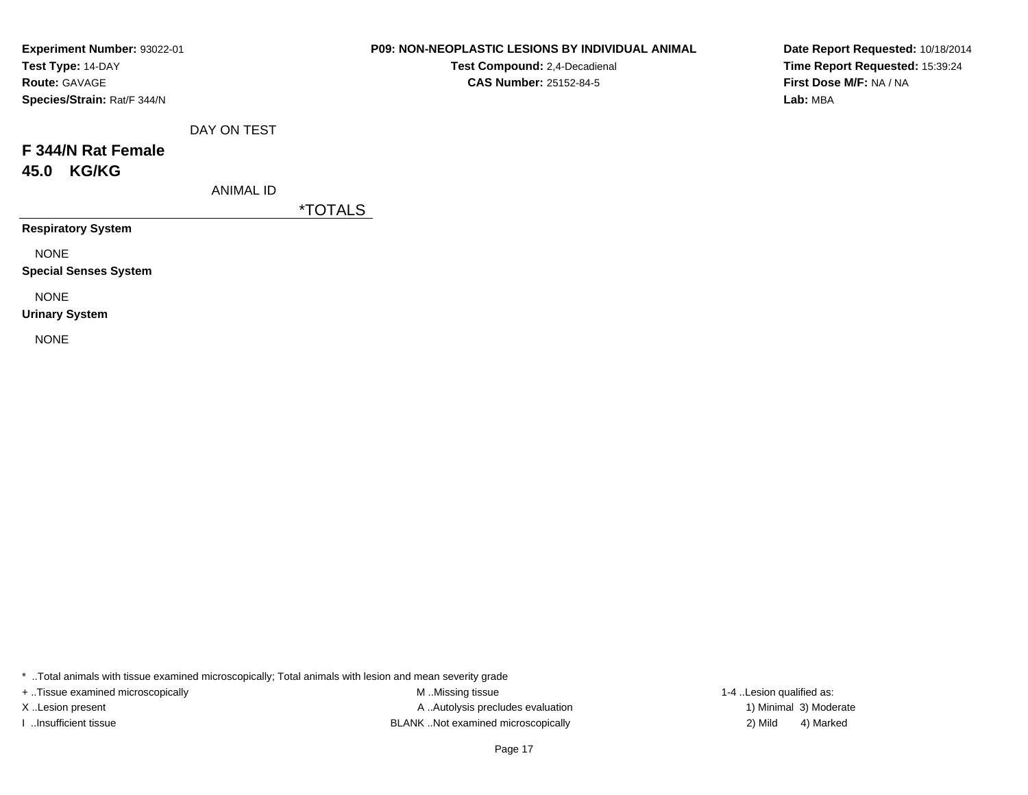**Experiment Number:** 93022-01
**Test Type:** 14-DAY
**Route:** GAVAGE
**Species/Strain:** Rat/F 344/N

**P09: NON-NEOPLASTIC LESIONS BY INDIVIDUAL ANIMAL**
**Test Compound:** 2,4-Decadienal
**CAS Number:** 25152-84-5

**Date Report Requested:** 10/18/2014
**Time Report Requested:** 15:39:24
**First Dose M/F:** NA / NA
**Lab:** MBA

DAY ON TEST

## F 344/N Rat Female
## 45.0 KG/KG

ANIMAL ID

| | *TOTALS |
|---|---|
| **Respiratory System** | |
| NONE | |
| **Special Senses System** | |
| NONE | |
| **Urinary System** | |
| NONE | |

* ..Total animals with tissue examined microscopically; Total animals with lesion and mean severity grade

+ ..Tissue examined microscopically
X ..Lesion present
I ..Insufficient tissue

M ..Missing tissue
A ..Autolysis precludes evaluation
BLANK ..Not examined microscopically

1-4 ..Lesion qualified as:
1) Minimal 3) Moderate
2) Mild 4) Marked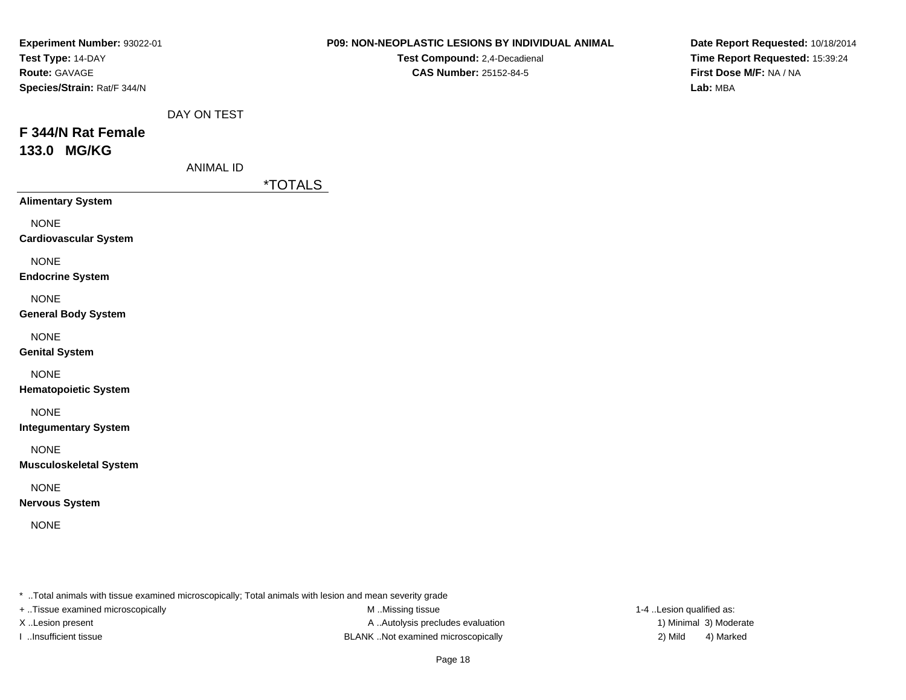**Experiment Number:** 93022-01
**Test Type:** 14-DAY
**Route:** GAVAGE
**Species/Strain:** Rat/F 344/N

**P09: NON-NEOPLASTIC LESIONS BY INDIVIDUAL ANIMAL**
**Test Compound:** 2,4-Decadienal
**CAS Number:** 25152-84-5

**Date Report Requested:** 10/18/2014
**Time Report Requested:** 15:39:24
**First Dose M/F:** NA / NA
**Lab:** MBA

DAY ON TEST

## F 344/N Rat Female
## 133.0 MG/KG

ANIMAL ID

| | *TOTALS |
|---|---|
| **Alimentary System** | |
| NONE | |
| **Cardiovascular System** | |
| NONE | |
| **Endocrine System** | |
| NONE | |
| **General Body System** | |
| NONE | |
| **Genital System** | |
| NONE | |
| **Hematopoietic System** | |
| NONE | |
| **Integumentary System** | |
| NONE | |
| **Musculoskeletal System** | |
| NONE | |
| **Nervous System** | |
| NONE | |

* ..Total animals with tissue examined microscopically; Total animals with lesion and mean severity grade
+ ..Tissue examined microscopically
X ..Lesion present
I ..Insufficient tissue
M ..Missing tissue
A ..Autolysis precludes evaluation
BLANK ..Not examined microscopically
1-4 ..Lesion qualified as:
1) Minimal 3) Moderate
2) Mild 4) Marked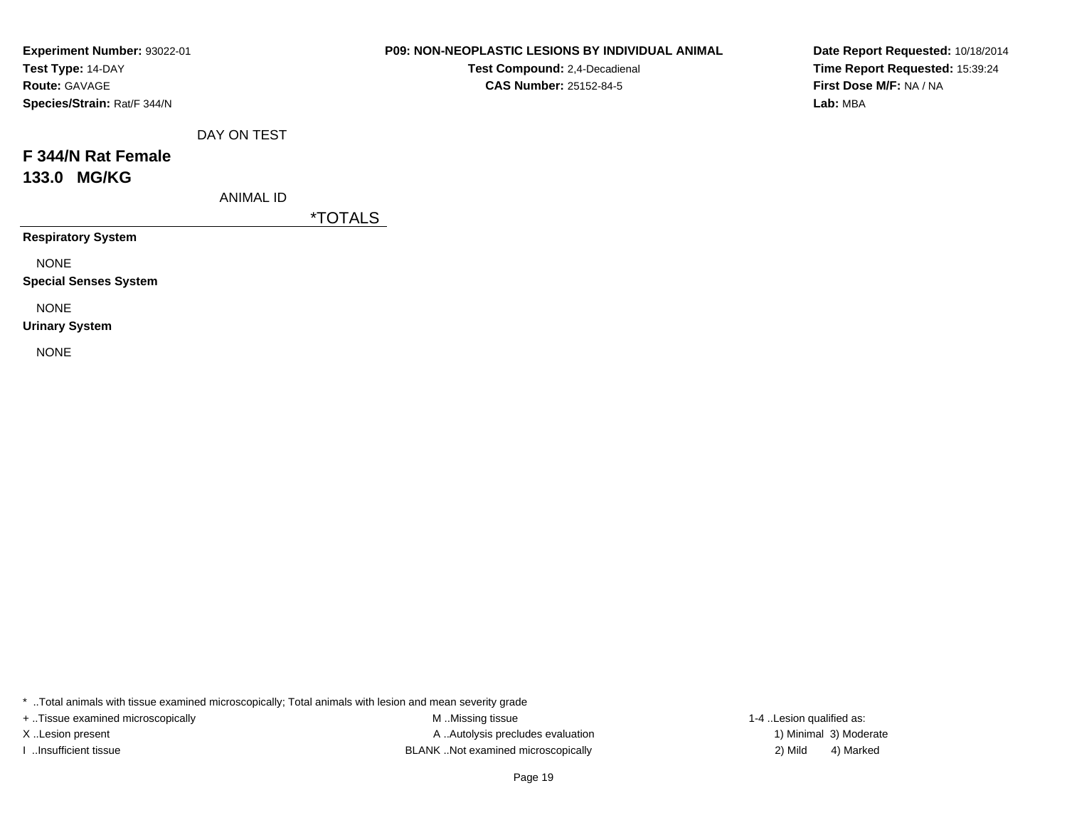**Experiment Number:** 93022-01
**Test Type:** 14-DAY
**Route:** GAVAGE
**Species/Strain:** Rat/F 344/N

**P09: NON-NEOPLASTIC LESIONS BY INDIVIDUAL ANIMAL**
**Test Compound:** 2,4-Decadienal
**CAS Number:** 25152-84-5

**Date Report Requested:** 10/18/2014
**Time Report Requested:** 15:39:24
**First Dose M/F:** NA / NA
**Lab:** MBA

DAY ON TEST

**F 344/N Rat Female**
**133.0 MG/KG**

ANIMAL ID

| | *TOTALS |
|---|---|
| **Respiratory System** | |
| NONE | |
| **Special Senses System** | |
| NONE | |
| **Urinary System** | |
| NONE | |

* ..Total animals with tissue examined microscopically; Total animals with lesion and mean severity grade
+ ..Tissue examined microscopically
X ..Lesion present
I ..Insufficient tissue

M ..Missing tissue
A ..Autolysis precludes evaluation
BLANK ..Not examined microscopically

1-4 ..Lesion qualified as:
1) Minimal 3) Moderate
2) Mild 4) Marked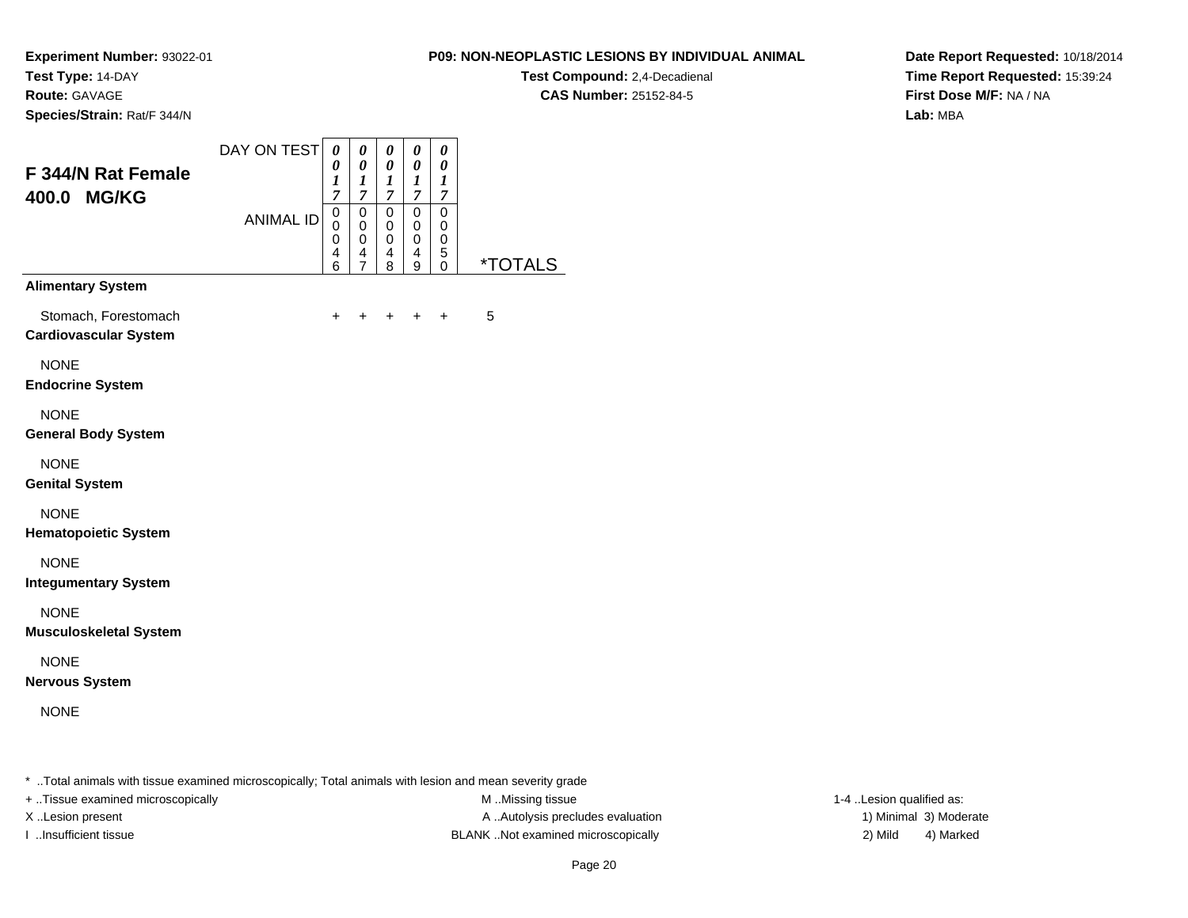**Experiment Number:** 93022-01
**Test Type:** 14-DAY
**Route:** GAVAGE
**Species/Strain:** Rat/F 344/N

**P09: NON-NEOPLASTIC LESIONS BY INDIVIDUAL ANIMAL**
**Test Compound:** 2,4-Decadienal
**CAS Number:** 25152-84-5

**Date Report Requested:** 10/18/2014
**Time Report Requested:** 15:39:24
**First Dose M/F:** NA / NA
**Lab:** MBA

## F 344/N Rat Female 400.0 MG/KG

| | | | | | | |
|---|---|---|---|---|---|---|
| DAY ON TEST | 0017 | 0017 | 0017 | 0017 | 0017 | |
| ANIMAL ID | 00046 | 00047 | 00048 | 00049 | 00050 | *TOTALS |
| **Alimentary System** | | | | | | |
| Stomach, Forestomach | + | + | + | + | + | 5 |
| **Cardiovascular System** | | | | | | |
| NONE | | | | | | |
| **Endocrine System** | | | | | | |
| NONE | | | | | | |
| **General Body System** | | | | | | |
| NONE | | | | | | |
| **Genital System** | | | | | | |
| NONE | | | | | | |
| **Hematopoietic System** | | | | | | |
| NONE | | | | | | |
| **Integumentary System** | | | | | | |
| NONE | | | | | | |
| **Musculoskeletal System** | | | | | | |
| NONE | | | | | | |
| **Nervous System** | | | | | | |
| NONE | | | | | | |

* ..Total animals with tissue examined microscopically; Total animals with lesion and mean severity grade

+ ..Tissue examined microscopically
X ..Lesion present
I ..Insufficient tissue

M ..Missing tissue
A ..Autolysis precludes evaluation
BLANK ..Not examined microscopically

1-4 ..Lesion qualified as:
1) Minimal 3) Moderate
2) Mild 4) Marked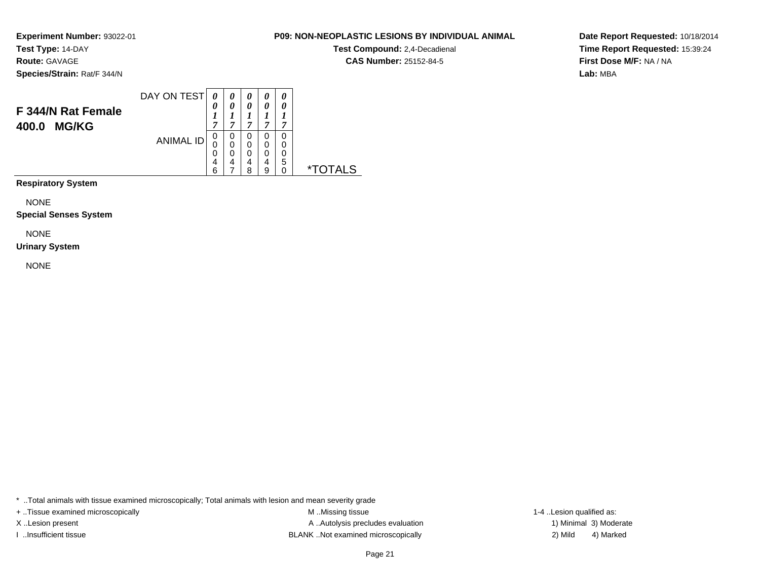**Experiment Number:** 93022-01
**Test Type:** 14-DAY
**Route:** GAVAGE
**Species/Strain:** Rat/F 344/N

**P09: NON-NEOPLASTIC LESIONS BY INDIVIDUAL ANIMAL**
**Test Compound:** 2,4-Decadienal
**CAS Number:** 25152-84-5

**Date Report Requested:** 10/18/2014
**Time Report Requested:** 15:39:24
**First Dose M/F:** NA / NA
**Lab:** MBA

## F 344/N Rat Female
## 400.0 MG/KG

| DAY ON TEST | 0017 | 0017 | 0017 | 0017 | 0017 | |
|---|---|---|---|---|---|---|
| ANIMAL ID | 00046 | 00047 | 00048 | 00049 | 00050 | *TOTALS |

**Respiratory System**

NONE

**Special Senses System**

NONE

**Urinary System**

NONE

* ..Total animals with tissue examined microscopically; Total animals with lesion and mean severity grade
+ ..Tissue examined microscopically
X ..Lesion present
I ..Insufficient tissue
M ..Missing tissue
A ..Autolysis precludes evaluation
BLANK ..Not examined microscopically
1-4 ..Lesion qualified as:
1) Minimal 3) Moderate
2) Mild 4) Marked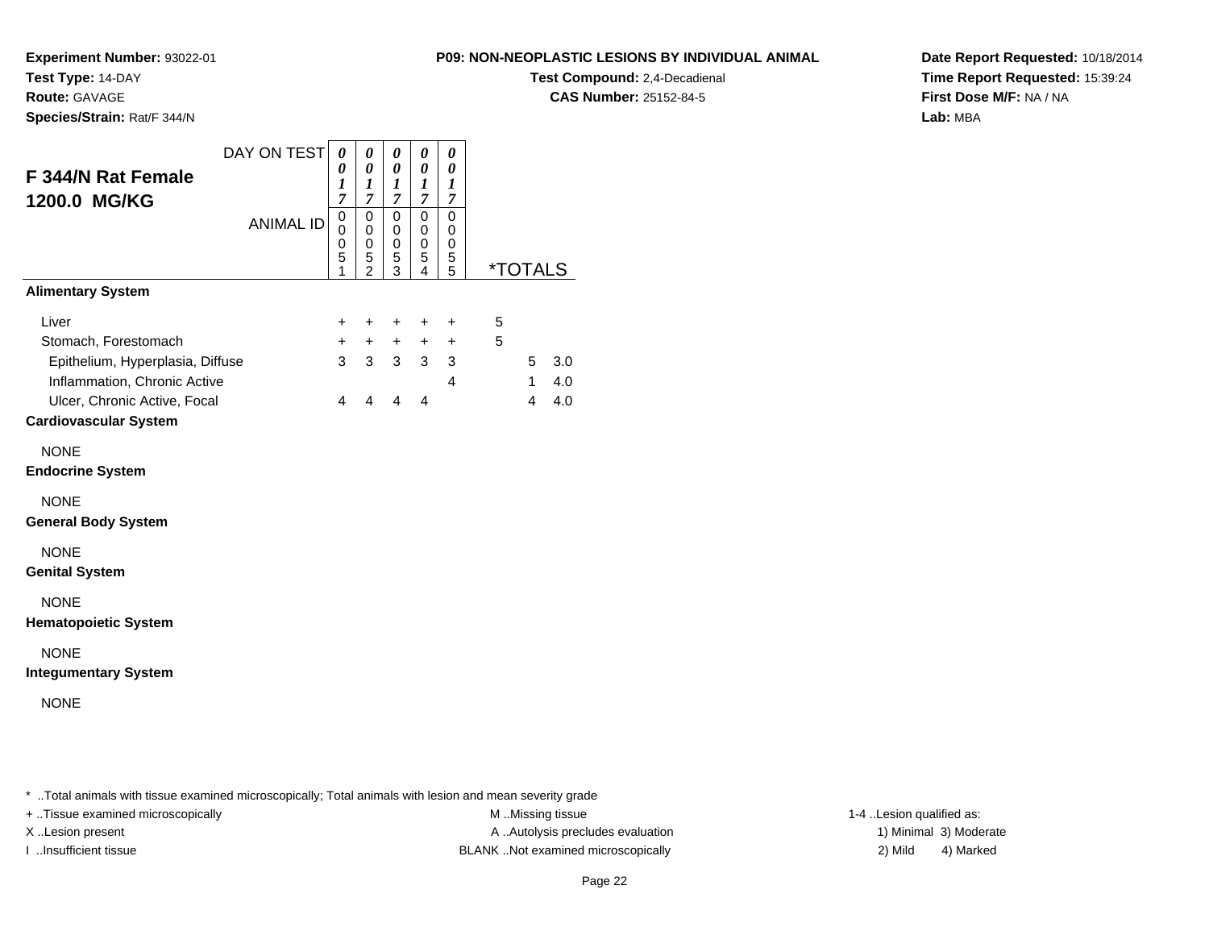**Experiment Number:** 93022-01
**Test Type:** 14-DAY
**Route:** GAVAGE
**Species/Strain:** Rat/F 344/N

**P09: NON-NEOPLASTIC LESIONS BY INDIVIDUAL ANIMAL**
**Test Compound:** 2,4-Decadienal
**CAS Number:** 25152-84-5

**Date Report Requested:** 10/18/2014
**Time Report Requested:** 15:39:24
**First Dose M/F:** NA / NA
**Lab:** MBA

## F 344/N Rat Female 1200.0 MG/KG

| DAY ON TEST | 0017 | 0017 | 0017 | 0017 | 0017 | | |
|---|---|---|---|---|---|---|---|
| ANIMAL ID | 00051 | 00052 | 00053 | 00054 | 00055 | *TOTALS | |
| **Alimentary System** | | | | | | | |
| Liver | + | + | + | + | + | 5 | |
| Stomach, Forestomach | + | + | + | + | + | 5 | |
| Epithelium, Hyperplasia, Diffuse | 3 | 3 | 3 | 3 | 3 | 5 | 3.0 |
| Inflammation, Chronic Active | | | | | 4 | 1 | 4.0 |
| Ulcer, Chronic Active, Focal | 4 | 4 | 4 | 4 | | 4 | 4.0 |
| **Cardiovascular System** | | | | | | | |
| NONE | | | | | | | |
| **Endocrine System** | | | | | | | |
| NONE | | | | | | | |
| **General Body System** | | | | | | | |
| NONE | | | | | | | |
| **Genital System** | | | | | | | |
| NONE | | | | | | | |
| **Hematopoietic System** | | | | | | | |
| NONE | | | | | | | |
| **Integumentary System** | | | | | | | |
| NONE | | | | | | | |

* ..Total animals with tissue examined microscopically; Total animals with lesion and mean severity grade
+ ..Tissue examined microscopically
X ..Lesion present
I ..Insufficient tissue

M ..Missing tissue
A ..Autolysis precludes evaluation
BLANK ..Not examined microscopically

1-4 ..Lesion qualified as:
1) Minimal 3) Moderate
2) Mild 4) Marked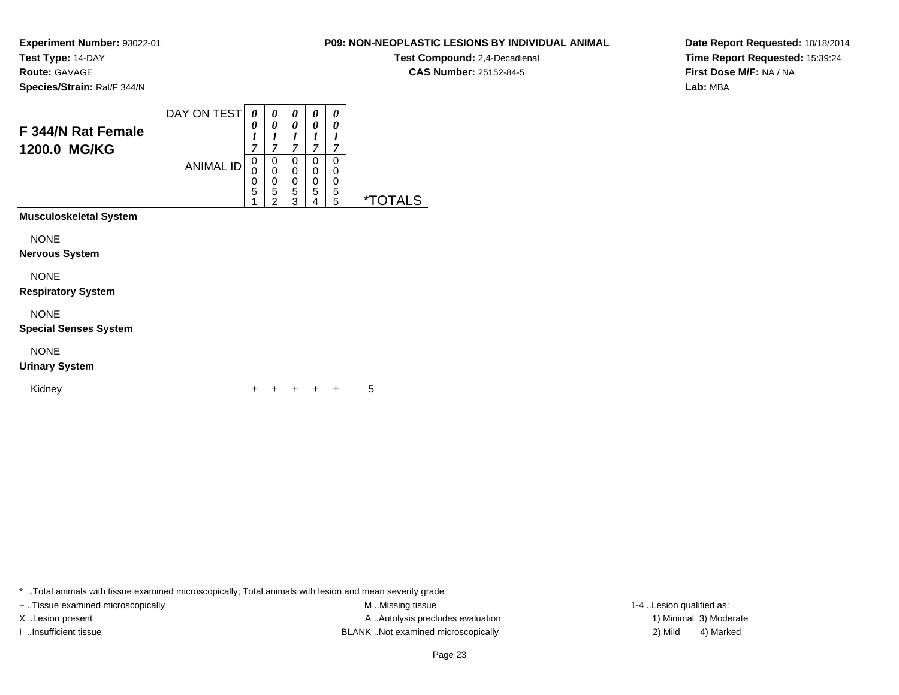**Experiment Number:** 93022-01
**Test Type:** 14-DAY
**Route:** GAVAGE
**Species/Strain:** Rat/F 344/N

**P09: NON-NEOPLASTIC LESIONS BY INDIVIDUAL ANIMAL**
**Test Compound:** 2,4-Decadienal
**CAS Number:** 25152-84-5

**Date Report Requested:** 10/18/2014
**Time Report Requested:** 15:39:24
**First Dose M/F:** NA / NA
**Lab:** MBA

## F 344/N Rat Female 1200.0 MG/KG

| DAY ON TEST | 0017 | 0017 | 0017 | 0017 | 0017 | |
|---|---|---|---|---|---|---|
| ANIMAL ID | 00051 | 00052 | 00053 | 00054 | 00055 | *TOTALS |
| **Musculoskeletal System** | | | | | | |
| NONE | | | | | | |
| **Nervous System** | | | | | | |
| NONE | | | | | | |
| **Respiratory System** | | | | | | |
| NONE | | | | | | |
| **Special Senses System** | | | | | | |
| NONE | | | | | | |
| **Urinary System** | | | | | | |
| Kidney | + | + | + | + | + | 5 |

* ..Total animals with tissue examined microscopically; Total animals with lesion and mean severity grade
+ ..Tissue examined microscopically
X ..Lesion present
I ..Insufficient tissue
M ..Missing tissue
A ..Autolysis precludes evaluation
BLANK ..Not examined microscopically
1-4 ..Lesion qualified as:
1) Minimal 3) Moderate
2) Mild 4) Marked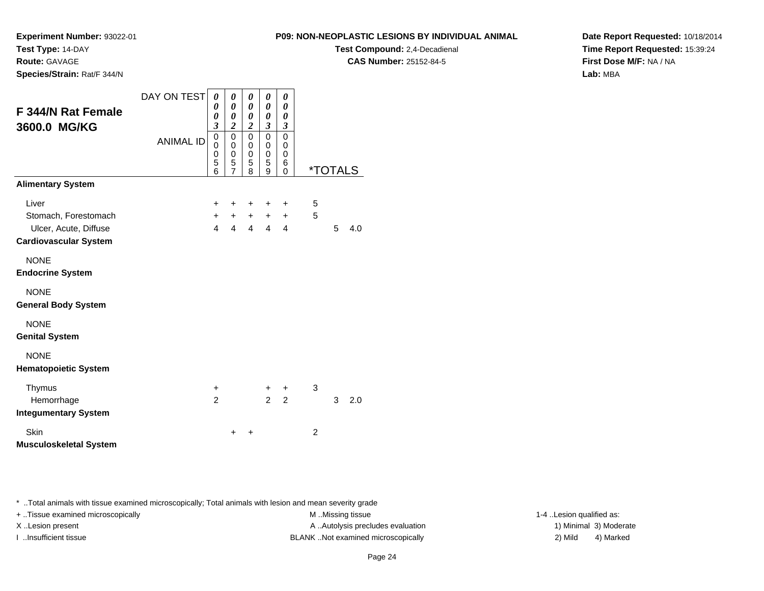**Experiment Number:** 93022-01
**Test Type:** 14-DAY
**Route:** GAVAGE
**Species/Strain:** Rat/F 344/N

**P09: NON-NEOPLASTIC LESIONS BY INDIVIDUAL ANIMAL**
**Test Compound:** 2,4-Decadienal
**CAS Number:** 25152-84-5

**Date Report Requested:** 10/18/2014
**Time Report Requested:** 15:39:24
**First Dose M/F:** NA / NA
**Lab:** MBA

## F 344/N Rat Female 3600.0 MG/KG

| DAY ON TEST | 0003 | 0002 | 0002 | 0003 | 0003 | *TOTALS | | |
|---|---|---|---|---|---|---|---|---|
| ANIMAL ID | 00056 | 00057 | 00058 | 00059 | 00060 | | | |
| **Alimentary System** | | | | | | | | |
| Liver | + | + | + | + | + | 5 | | |
| Stomach, Forestomach | + | + | + | + | + | 5 | | |
| Ulcer, Acute, Diffuse | 4 | 4 | 4 | 4 | 4 | | 5 | 4.0 |
| **Cardiovascular System** | | | | | | | | |
| NONE | | | | | | | | |
| **Endocrine System** | | | | | | | | |
| NONE | | | | | | | | |
| **General Body System** | | | | | | | | |
| NONE | | | | | | | | |
| **Genital System** | | | | | | | | |
| NONE | | | | | | | | |
| **Hematopoietic System** | | | | | | | | |
| Thymus | + | | | + | + | 3 | | |
| Hemorrhage | 2 | | | 2 | 2 | | 3 | 2.0 |
| **Integumentary System** | | | | | | | | |
| Skin | | + | + | | | 2 | | |
| **Musculoskeletal System** | | | | | | | | |

* ..Total animals with tissue examined microscopically; Total animals with lesion and mean severity grade
+ ..Tissue examined microscopically
X ..Lesion present
I ..Insufficient tissue

M ..Missing tissue
A ..Autolysis precludes evaluation
BLANK ..Not examined microscopically

1-4 ..Lesion qualified as:
1) Minimal 3) Moderate
2) Mild 4) Marked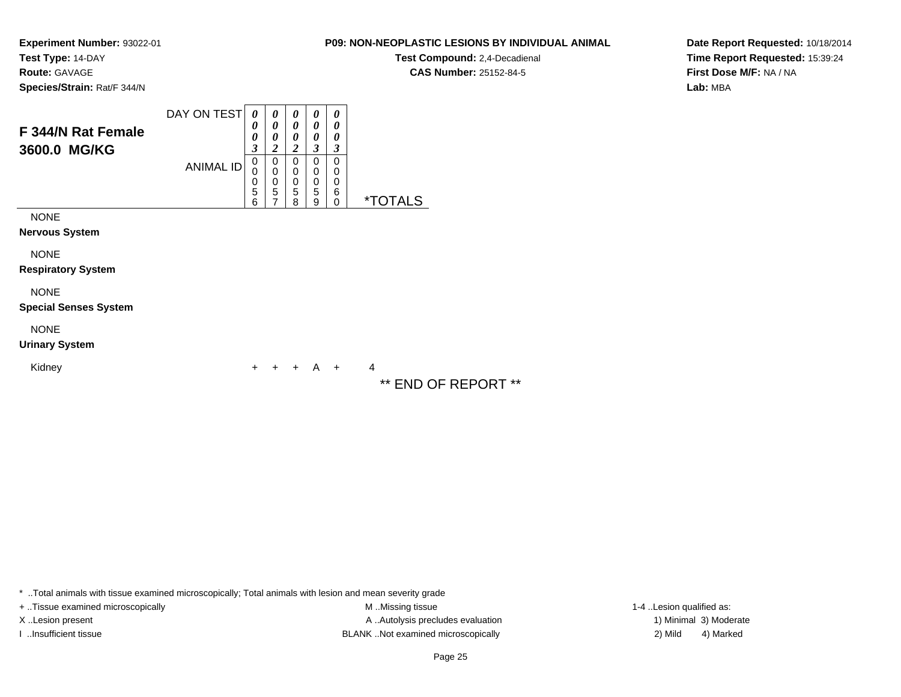**Experiment Number:** 93022-01
**Test Type:** 14-DAY
**Route:** GAVAGE
**Species/Strain:** Rat/F 344/N

**P09: NON-NEOPLASTIC LESIONS BY INDIVIDUAL ANIMAL**
**Test Compound:** 2,4-Decadienal
**CAS Number:** 25152-84-5

**Date Report Requested:** 10/18/2014
**Time Report Requested:** 15:39:24
**First Dose M/F:** NA / NA
**Lab:** MBA

## F 344/N Rat Female 3600.0 MG/KG

| | | | | | | |
|---|---|---|---|---|---|---|
| DAY ON TEST | 0003 | 0002 | 0002 | 0003 | 0003 | |
| ANIMAL ID | 00056 | 00057 | 00058 | 00059 | 00060 | *TOTALS |
| NONE | | | | | | |
| **Nervous System** | | | | | | |
| NONE | | | | | | |
| **Respiratory System** | | | | | | |
| NONE | | | | | | |
| **Special Senses System** | | | | | | |
| NONE | | | | | | |
| **Urinary System** | | | | | | |
| Kidney | + | + | + | A | + | 4 |

** END OF REPORT **

* ..Total animals with tissue examined microscopically; Total animals with lesion and mean severity grade
+ ..Tissue examined microscopically
X ..Lesion present
I ..Insufficient tissue
M ..Missing tissue
A ..Autolysis precludes evaluation
BLANK ..Not examined microscopically
1-4 ..Lesion qualified as:
1) Minimal 3) Moderate
2) Mild 4) Marked